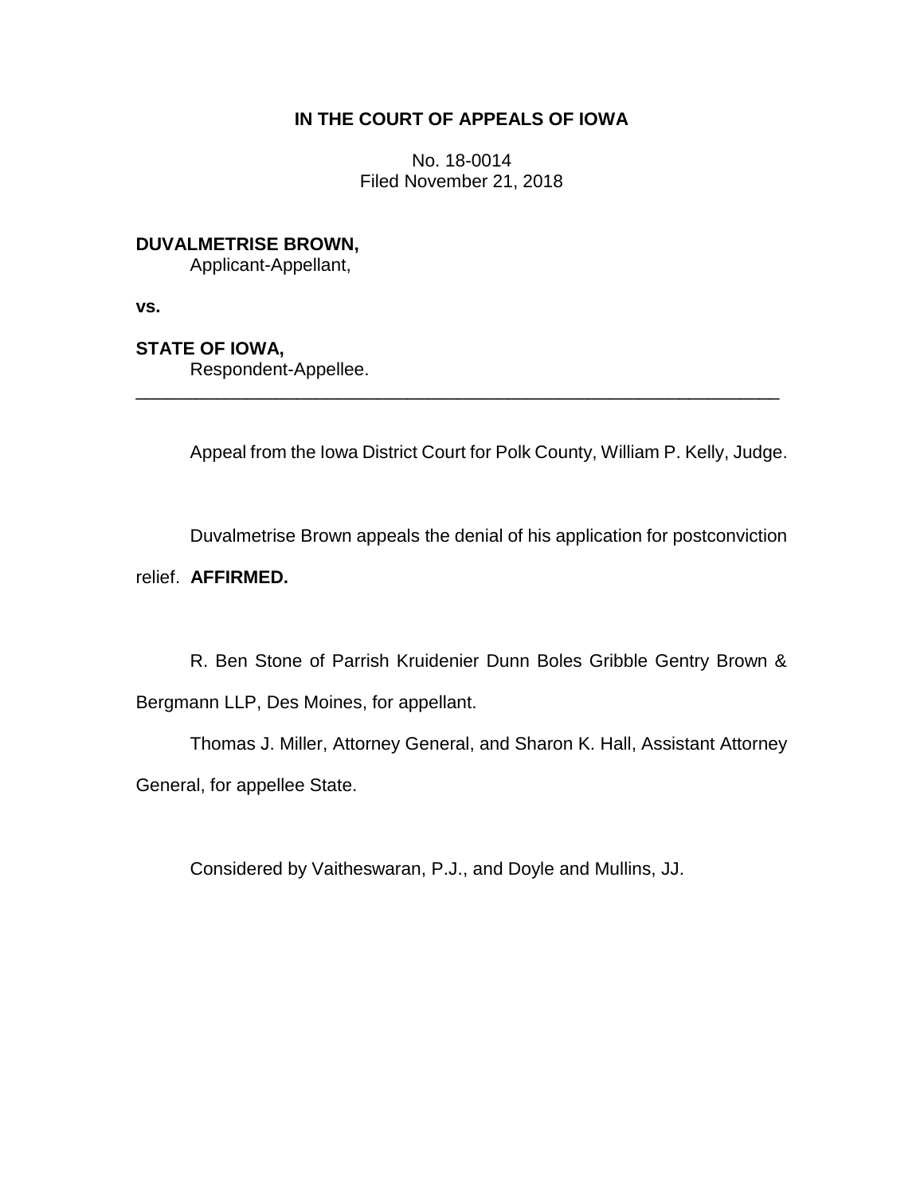# IN THE COURT OF APPEALS OF IOWA

No. 18-0014
Filed November 21, 2018

**DUVALMETRISE BROWN,**
Applicant-Appellant,

**vs.**

**STATE OF IOWA,**
Respondent-Appellee.

---

Appeal from the Iowa District Court for Polk County, William P. Kelly, Judge.

Duvalmetrise Brown appeals the denial of his application for postconviction relief. **AFFIRMED.**

R. Ben Stone of Parrish Kruidenier Dunn Boles Gribble Gentry Brown & Bergmann LLP, Des Moines, for appellant.

Thomas J. Miller, Attorney General, and Sharon K. Hall, Assistant Attorney General, for appellee State.

Considered by Vaitheswaran, P.J., and Doyle and Mullins, JJ.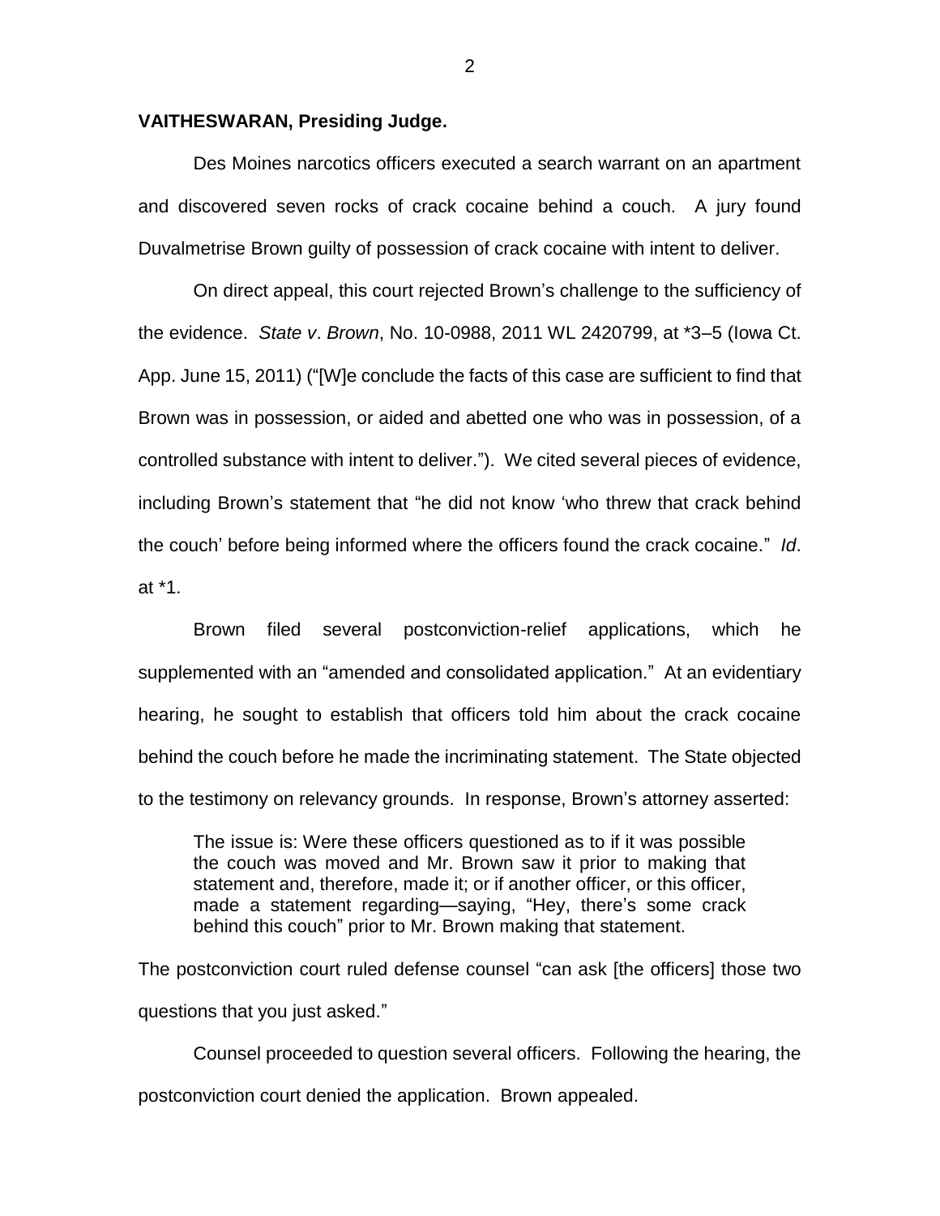**VAITHESWARAN, Presiding Judge.**

Des Moines narcotics officers executed a search warrant on an apartment and discovered seven rocks of crack cocaine behind a couch. A jury found Duvalmetrise Brown guilty of possession of crack cocaine with intent to deliver.

On direct appeal, this court rejected Brown's challenge to the sufficiency of the evidence. *State v*. *Brown*, No. 10-0988, 2011 WL 2420799, at *3–5 (Iowa Ct. App. June 15, 2011) ("[W]e conclude the facts of this case are sufficient to find that Brown was in possession, or aided and abetted one who was in possession, of a controlled substance with intent to deliver."). We cited several pieces of evidence, including Brown's statement that "he did not know 'who threw that crack behind the couch' before being informed where the officers found the crack cocaine." *Id*. at *1.

Brown filed several postconviction-relief applications, which he supplemented with an "amended and consolidated application." At an evidentiary hearing, he sought to establish that officers told him about the crack cocaine behind the couch before he made the incriminating statement. The State objected to the testimony on relevancy grounds. In response, Brown's attorney asserted:

> The issue is: Were these officers questioned as to if it was possible the couch was moved and Mr. Brown saw it prior to making that statement and, therefore, made it; or if another officer, or this officer, made a statement regarding—saying, "Hey, there's some crack behind this couch" prior to Mr. Brown making that statement.

The postconviction court ruled defense counsel "can ask [the officers] those two questions that you just asked."

Counsel proceeded to question several officers. Following the hearing, the postconviction court denied the application. Brown appealed.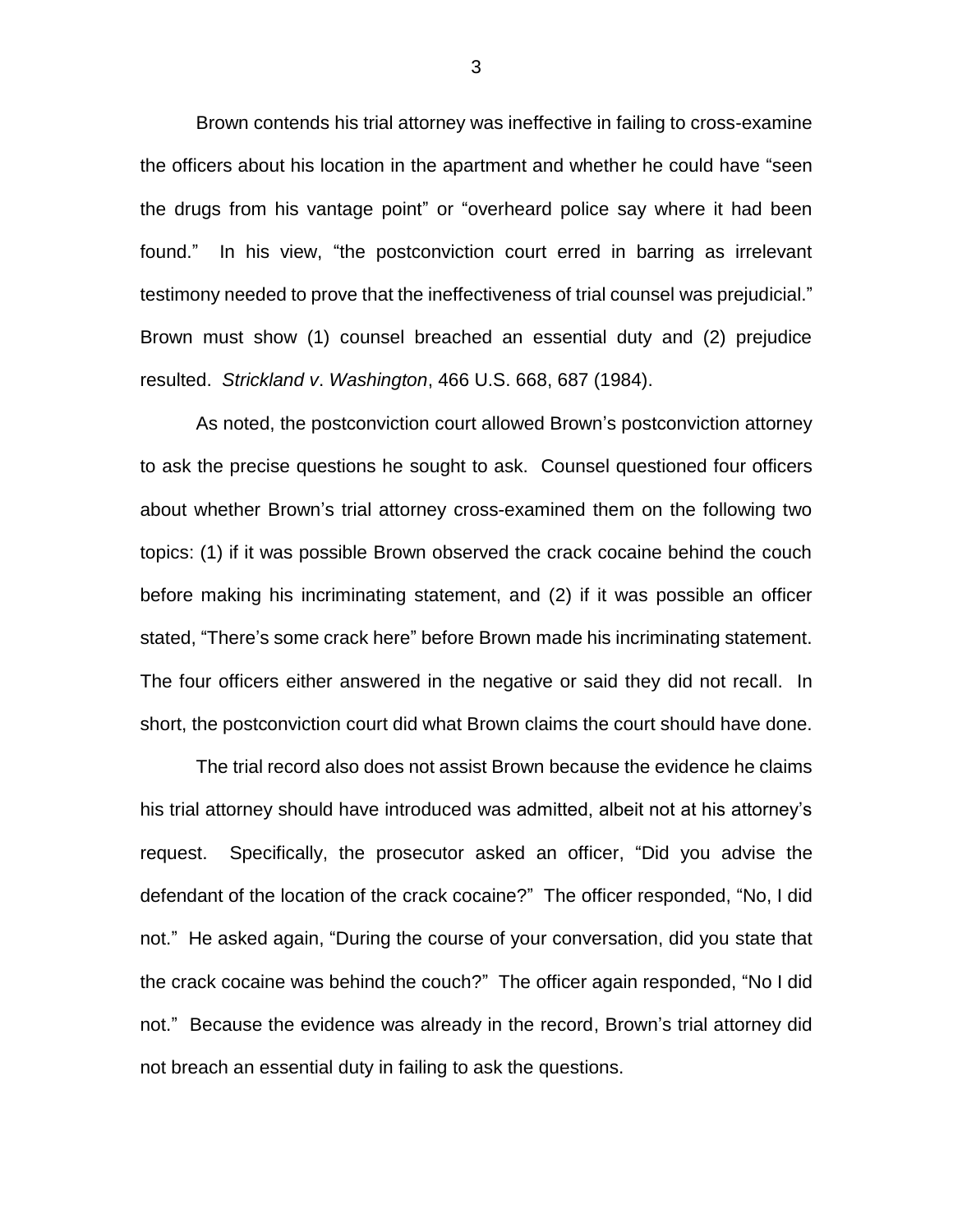Brown contends his trial attorney was ineffective in failing to cross-examine the officers about his location in the apartment and whether he could have "seen the drugs from his vantage point" or "overheard police say where it had been found." In his view, "the postconviction court erred in barring as irrelevant testimony needed to prove that the ineffectiveness of trial counsel was prejudicial." Brown must show (1) counsel breached an essential duty and (2) prejudice resulted. *Strickland v. Washington*, 466 U.S. 668, 687 (1984).

As noted, the postconviction court allowed Brown's postconviction attorney to ask the precise questions he sought to ask. Counsel questioned four officers about whether Brown's trial attorney cross-examined them on the following two topics: (1) if it was possible Brown observed the crack cocaine behind the couch before making his incriminating statement, and (2) if it was possible an officer stated, "There's some crack here" before Brown made his incriminating statement. The four officers either answered in the negative or said they did not recall. In short, the postconviction court did what Brown claims the court should have done.

The trial record also does not assist Brown because the evidence he claims his trial attorney should have introduced was admitted, albeit not at his attorney's request. Specifically, the prosecutor asked an officer, "Did you advise the defendant of the location of the crack cocaine?" The officer responded, "No, I did not." He asked again, "During the course of your conversation, did you state that the crack cocaine was behind the couch?" The officer again responded, "No I did not." Because the evidence was already in the record, Brown's trial attorney did not breach an essential duty in failing to ask the questions.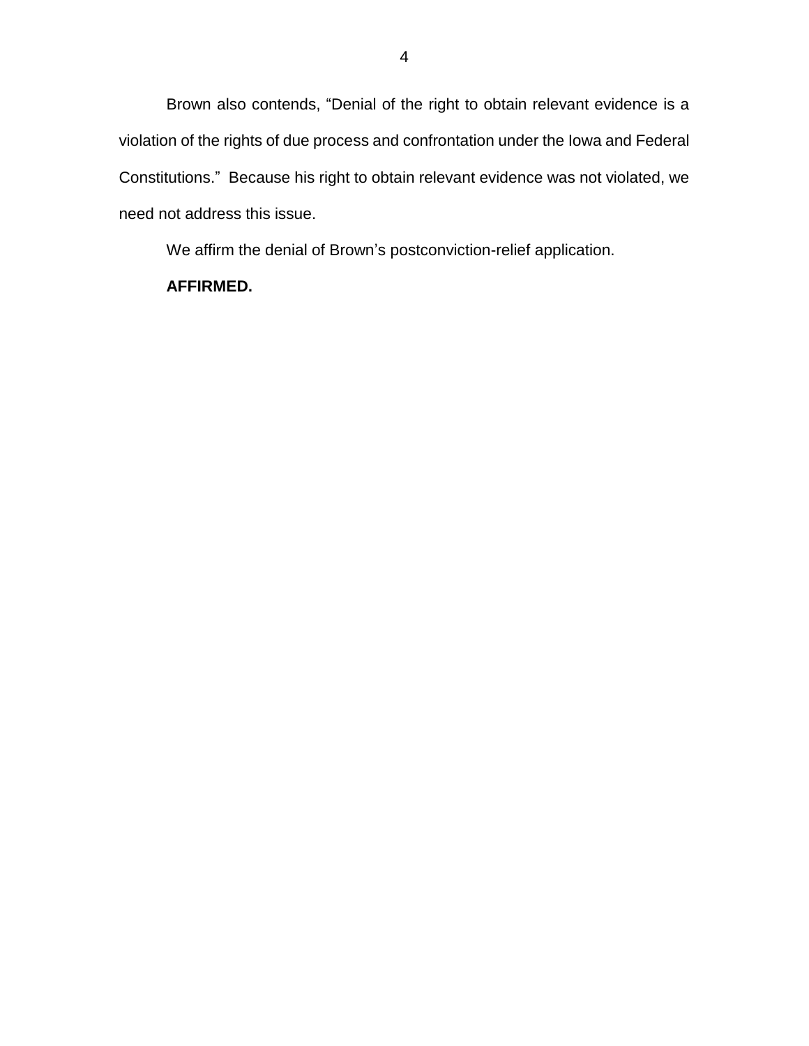Brown also contends, "Denial of the right to obtain relevant evidence is a violation of the rights of due process and confrontation under the Iowa and Federal Constitutions." Because his right to obtain relevant evidence was not violated, we need not address this issue.

We affirm the denial of Brown's postconviction-relief application.

**AFFIRMED.**